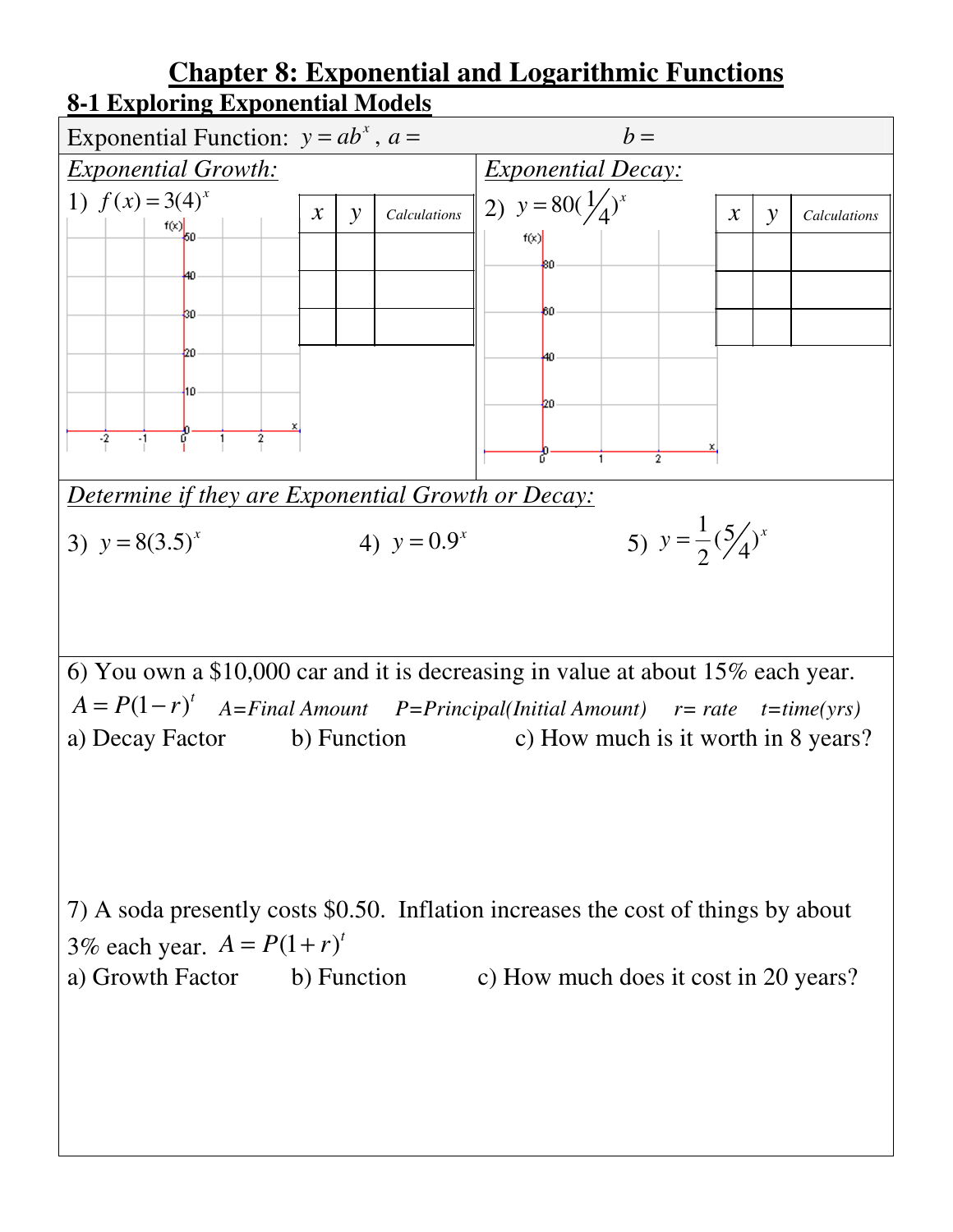# Chapter 8: Exponential and Logarithmic Functions

## 8-1 Exploring Exponential Models

Exponential Function: $y = ab^x$, $a =$ $b =$

*Exponential Growth:*

1) $f(x) = 3(4)^x$

| $x$ | $y$ | *Calculations* |
|---|---|---|
| | | |
| | | |
| | | |

*Exponential Decay:*

2) $y = 80\left(\frac{1}{4}\right)^x$

| $x$ | $y$ | *Calculations* |
|---|---|---|
| | | |
| | | |
| | | |

*Determine if they are Exponential Growth or Decay:*

3) $y = 8(3.5)^x$

4) $y = 0.9^x$

5) $y = \frac{1}{2}\left(\frac{5}{4}\right)^x$

6) You own a \$10,000 car and it is decreasing in value at about 15% each year.

$A = P(1-r)^t$ *A=Final Amount* *P=Principal(Initial Amount)* *r= rate* *t=time(yrs)*

a) Decay Factor b) Function c) How much is it worth in 8 years?

7) A soda presently costs \$0.50. Inflation increases the cost of things by about 3% each year. $A = P(1+r)^t$

a) Growth Factor b) Function c) How much does it cost in 20 years?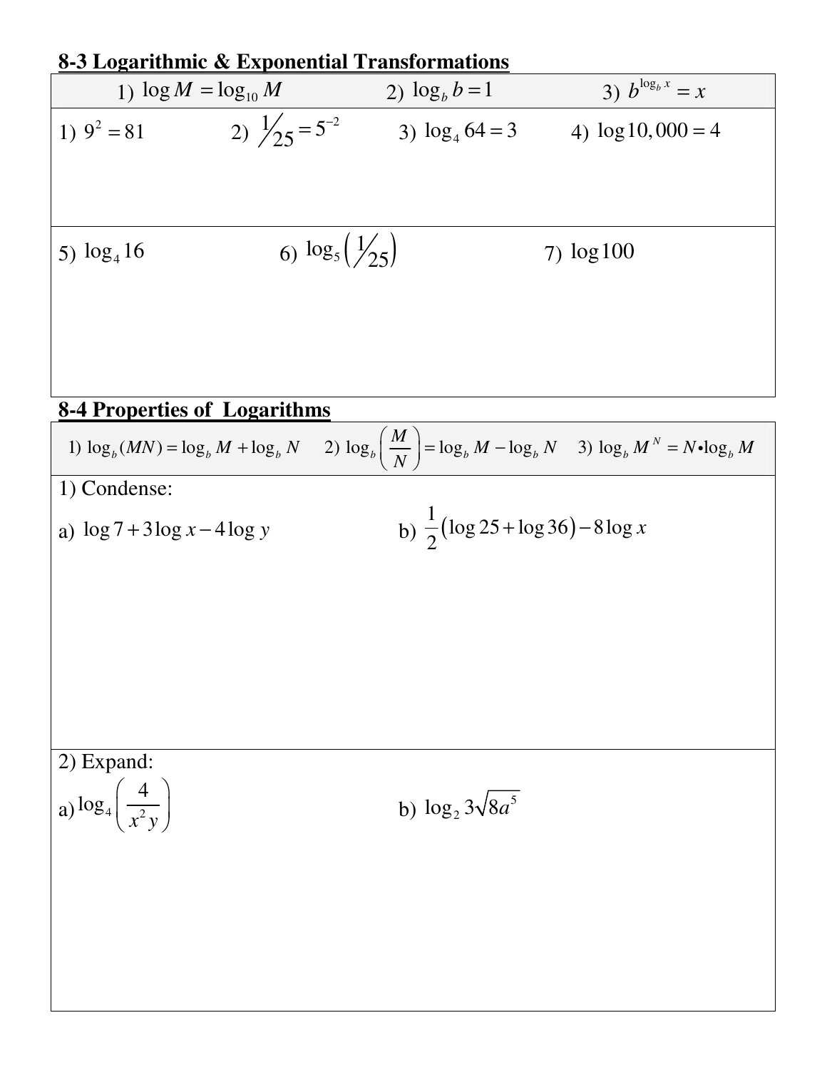## 8-3 Logarithmic & Exponential Transformations

| 1) $\log M = \log_{10} M$ | 2) $\log_b b = 1$ | 3) $b^{\log_b x} = x$ |
|---|---|---|

1) $9^2 = 81$  2) $\frac{1}{25} = 5^{-2}$  3) $\log_4 64 = 3$  4) $\log 10,000 = 4$

5) $\log_4 16$  6) $\log_5 \left(\frac{1}{25}\right)$  7) $\log 100$

## 8-4 Properties of Logarithms

| 1) $\log_b (MN) = \log_b M + \log_b N$ | 2) $\log_b \left(\frac{M}{N}\right) = \log_b M - \log_b N$ | 3) $\log_b M^N = N \bullet \log_b M$ |
|---|---|---|

1) Condense:

a) $\log 7 + 3\log x - 4\log y$  b) $\frac{1}{2}(\log 25 + \log 36) - 8\log x$

2) Expand:

a) $\log_4 \left(\frac{4}{x^2 y}\right)$  b) $\log_2 3\sqrt{8a^5}$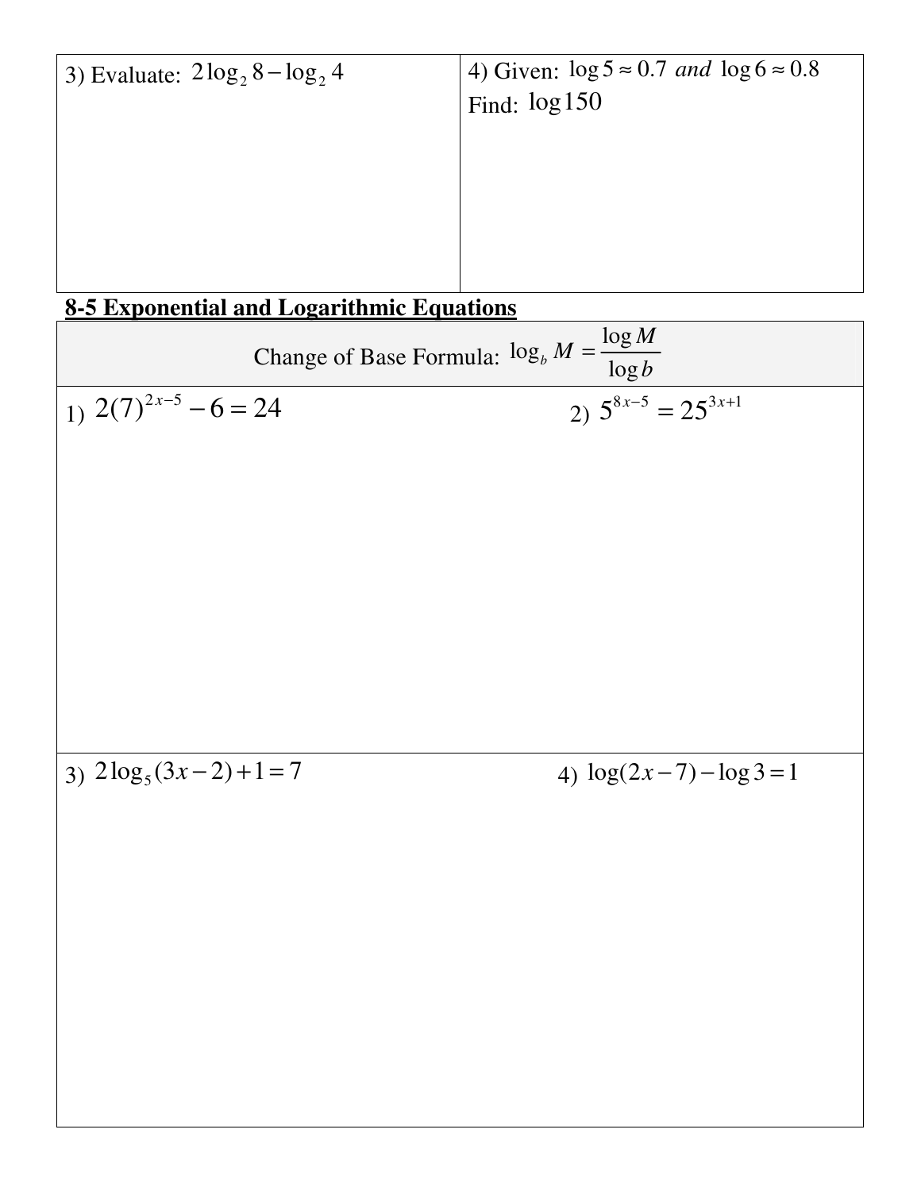3) Evaluate: $2\log_2 8 - \log_2 4$

4) Given: $\log 5 \approx 0.7$ *and* $\log 6 \approx 0.8$
Find: $\log 150$

**8-5 Exponential and Logarithmic Equations**

Change of Base Formula: $\log_b M = \dfrac{\log M}{\log b}$

1) $2(7)^{2x-5} - 6 = 24$

2) $5^{8x-5} = 25^{3x+1}$

3) $2\log_5(3x-2) + 1 = 7$

4) $\log(2x-7) - \log 3 = 1$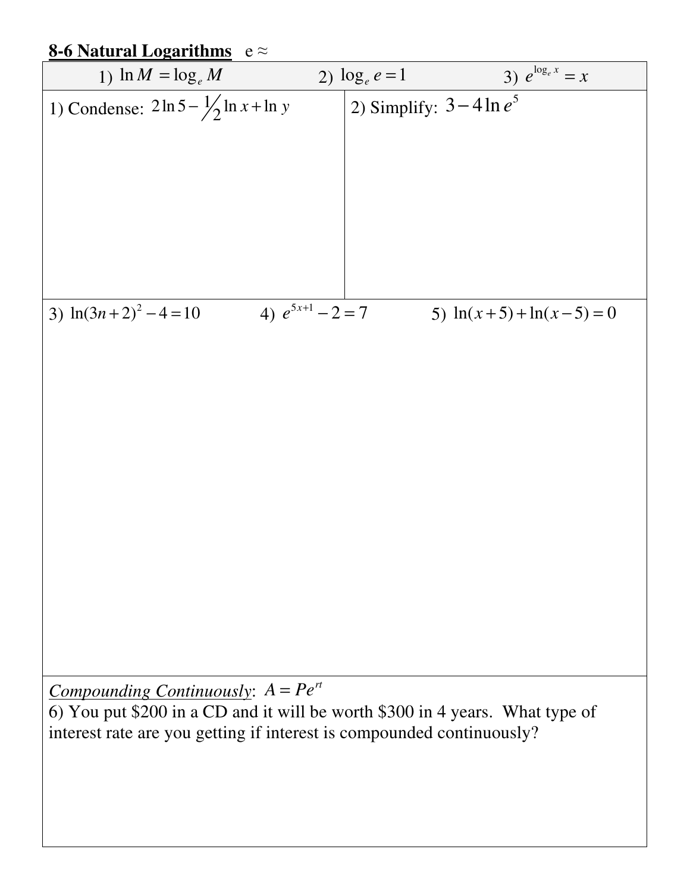## 8-6 Natural Logarithms  e ≈

| | | |
|---|---|---|
| 1) $\ln M = \log_e M$ | 2) $\log_e e = 1$ | 3) $e^{\log_e x} = x$ |

1) Condense: $2\ln 5 - \frac{1}{2}\ln x + \ln y$

2) Simplify: $3 - 4\ln e^5$

3) $\ln(3n+2)^2 - 4 = 10$

4) $e^{5x+1} - 2 = 7$

5) $\ln(x+5) + \ln(x-5) = 0$

*Compounding Continuously*: $A = Pe^{rt}$

6) You put $200 in a CD and it will be worth $300 in 4 years. What type of interest rate are you getting if interest is compounded continuously?